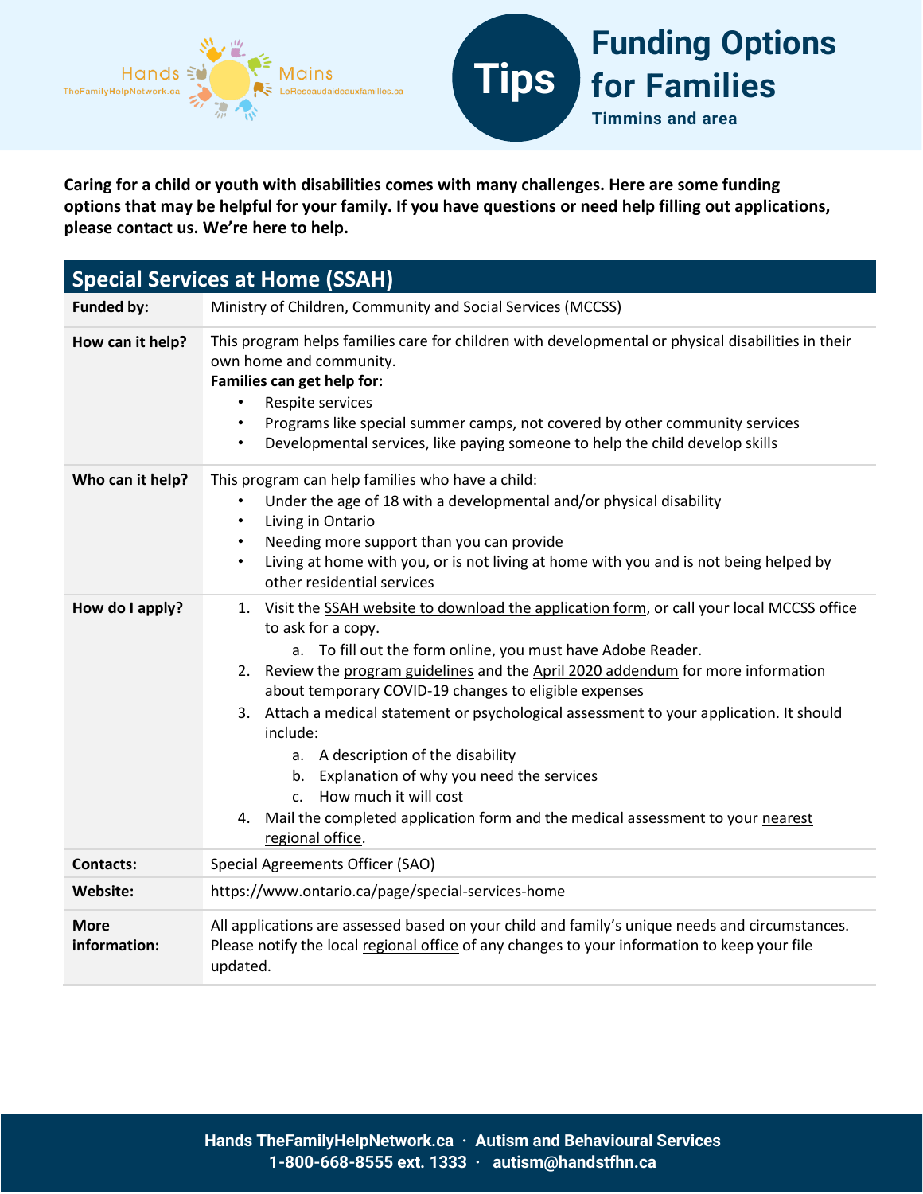Hands TheFamilyHelpNetwork.ca · Mains LeReseaudaideauxfamilles.ca

# Tips: Funding Options for Families

**Timmins and area**

**Caring for a child or youth with disabilities comes with many challenges. Here are some funding options that may be helpful for your family. If you have questions or need help filling out applications, please contact us. We're here to help.**

## Special Services at Home (SSAH)

| | |
|---|---|
| **Funded by:** | Ministry of Children, Community and Social Services (MCCSS) |
| **How can it help?** | This program helps families care for children with developmental or physical disabilities in their own home and community.<br>**Families can get help for:**<br>• Respite services<br>• Programs like special summer camps, not covered by other community services<br>• Developmental services, like paying someone to help the child develop skills |
| **Who can it help?** | This program can help families who have a child:<br>• Under the age of 18 with a developmental and/or physical disability<br>• Living in Ontario<br>• Needing more support than you can provide<br>• Living at home with you, or is not living at home with you and is not being helped by other residential services |
| **How do I apply?** | 1. Visit the SSAH website to download the application form, or call your local MCCSS office to ask for a copy.<br>&nbsp;&nbsp;&nbsp;a. To fill out the form online, you must have Adobe Reader.<br>2. Review the program guidelines and the April 2020 addendum for more information about temporary COVID-19 changes to eligible expenses<br>3. Attach a medical statement or psychological assessment to your application. It should include:<br>&nbsp;&nbsp;&nbsp;a. A description of the disability<br>&nbsp;&nbsp;&nbsp;b. Explanation of why you need the services<br>&nbsp;&nbsp;&nbsp;c. How much it will cost<br>4. Mail the completed application form and the medical assessment to your nearest regional office. |
| **Contacts:** | Special Agreements Officer (SAO) |
| **Website:** | https://www.ontario.ca/page/special-services-home |
| **More information:** | All applications are assessed based on your child and family's unique needs and circumstances. Please notify the local regional office of any changes to your information to keep your file updated. |

Hands TheFamilyHelpNetwork.ca · Autism and Behavioural Services
1-800-668-8555 ext. 1333 · autism@handstfhn.ca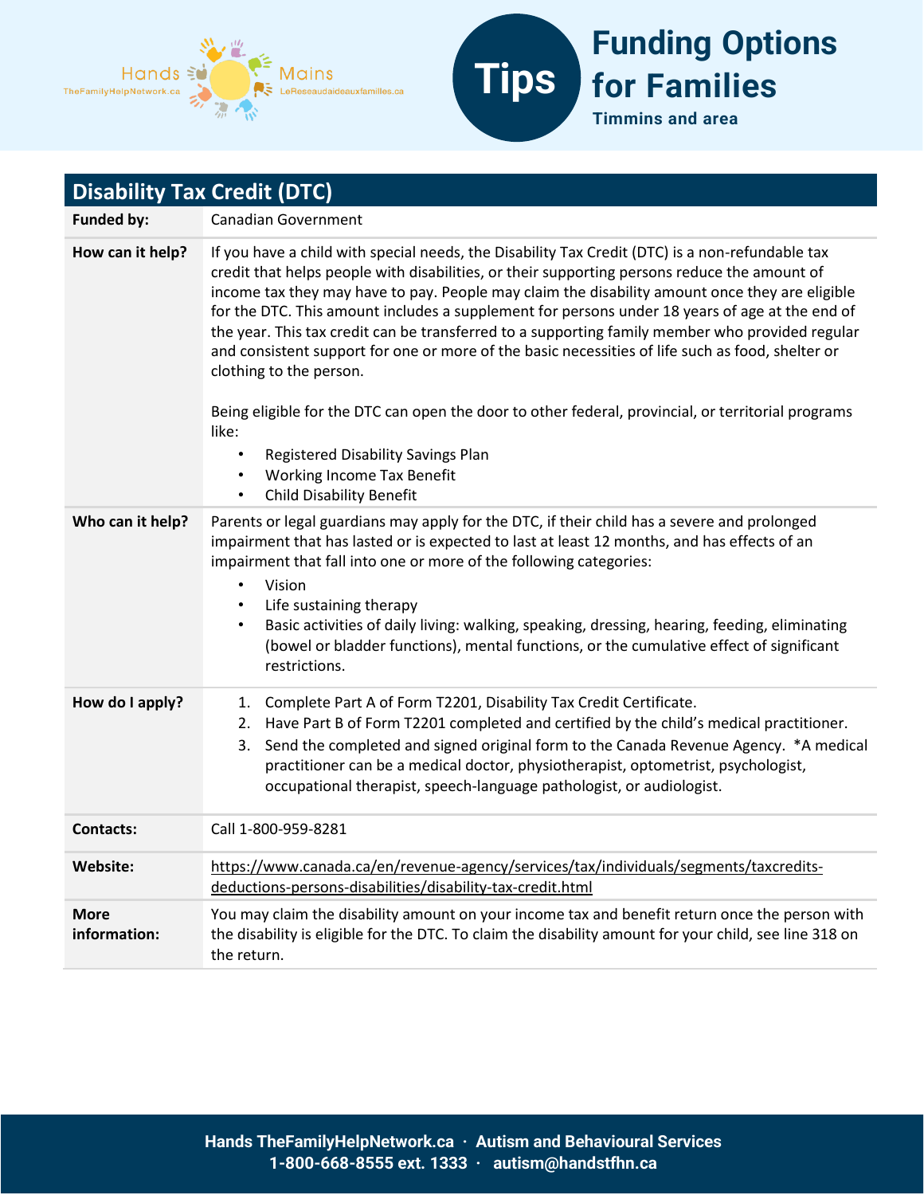# Funding Options for Families

**Timmins and area**

## Disability Tax Credit (DTC)

| | |
|---|---|
| **Funded by:** | Canadian Government |
| **How can it help?** | If you have a child with special needs, the Disability Tax Credit (DTC) is a non-refundable tax credit that helps people with disabilities, or their supporting persons reduce the amount of income tax they may have to pay. People may claim the disability amount once they are eligible for the DTC. This amount includes a supplement for persons under 18 years of age at the end of the year. This tax credit can be transferred to a supporting family member who provided regular and consistent support for one or more of the basic necessities of life such as food, shelter or clothing to the person.<br><br>Being eligible for the DTC can open the door to other federal, provincial, or territorial programs like:<br>• Registered Disability Savings Plan<br>• Working Income Tax Benefit<br>• Child Disability Benefit |
| **Who can it help?** | Parents or legal guardians may apply for the DTC, if their child has a severe and prolonged impairment that has lasted or is expected to last at least 12 months, and has effects of an impairment that fall into one or more of the following categories:<br>• Vision<br>• Life sustaining therapy<br>• Basic activities of daily living: walking, speaking, dressing, hearing, feeding, eliminating (bowel or bladder functions), mental functions, or the cumulative effect of significant restrictions. |
| **How do I apply?** | 1. Complete Part A of Form T2201, Disability Tax Credit Certificate.<br>2. Have Part B of Form T2201 completed and certified by the child's medical practitioner.<br>3. Send the completed and signed original form to the Canada Revenue Agency. *A medical practitioner can be a medical doctor, physiotherapist, optometrist, psychologist, occupational therapist, speech-language pathologist, or audiologist. |
| **Contacts:** | Call 1-800-959-8281 |
| **Website:** | https://www.canada.ca/en/revenue-agency/services/tax/individuals/segments/taxcredits-deductions-persons-disabilities/disability-tax-credit.html |
| **More information:** | You may claim the disability amount on your income tax and benefit return once the person with the disability is eligible for the DTC. To claim the disability amount for your child, see line 318 on the return. |

**Hands TheFamilyHelpNetwork.ca · Autism and Behavioural Services**
**1-800-668-8555 ext. 1333 · autism@handstfhn.ca**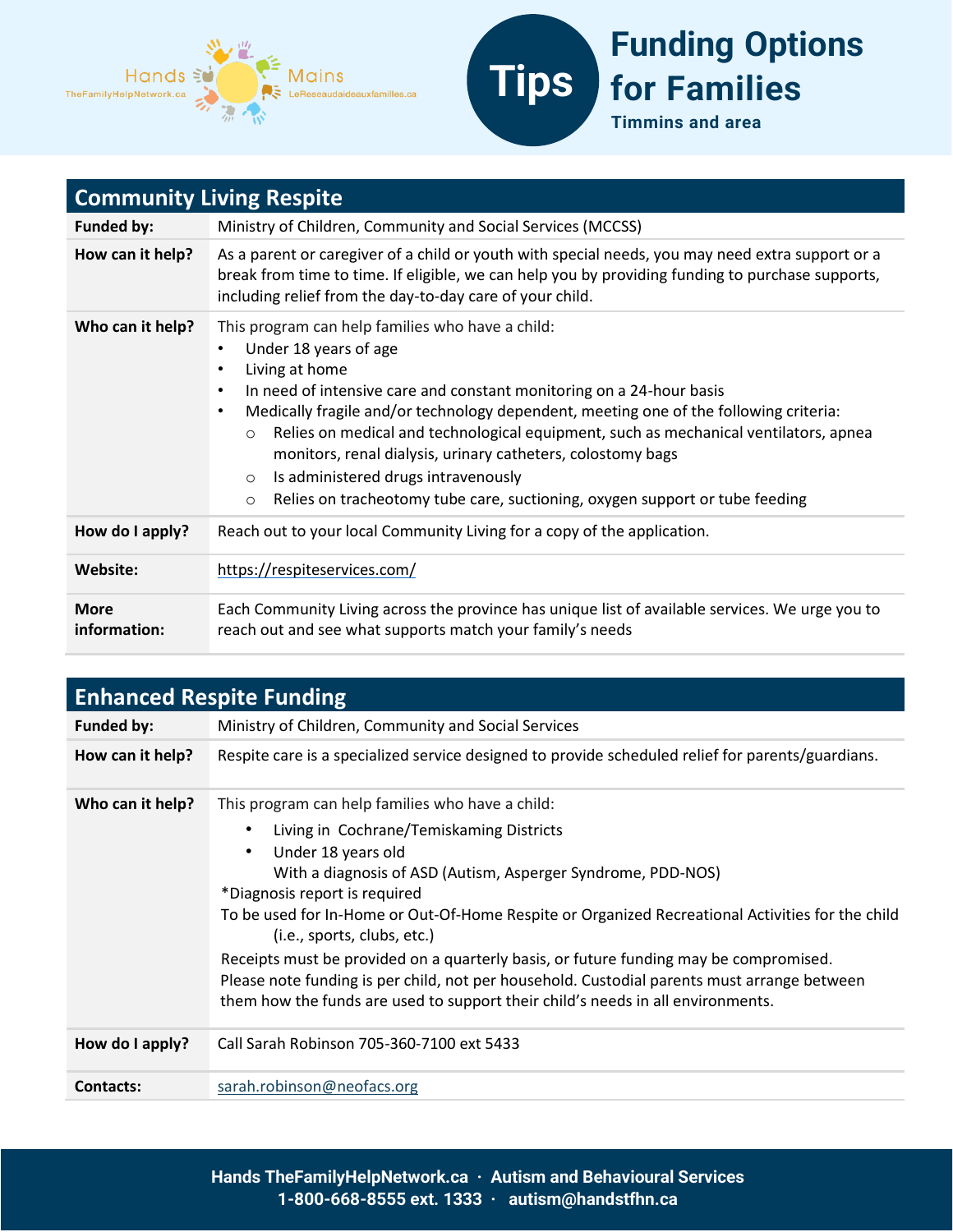# Tips: Funding Options for Families

**Timmins and area**

## Community Living Respite

| | |
|---|---|
| **Funded by:** | Ministry of Children, Community and Social Services (MCCSS) |
| **How can it help?** | As a parent or caregiver of a child or youth with special needs, you may need extra support or a break from time to time. If eligible, we can help you by providing funding to purchase supports, including relief from the day-to-day care of your child. |
| **Who can it help?** | This program can help families who have a child:<br>• Under 18 years of age<br>• Living at home<br>• In need of intensive care and constant monitoring on a 24-hour basis<br>• Medically fragile and/or technology dependent, meeting one of the following criteria:<br>○ Relies on medical and technological equipment, such as mechanical ventilators, apnea monitors, renal dialysis, urinary catheters, colostomy bags<br>○ Is administered drugs intravenously<br>○ Relies on tracheotomy tube care, suctioning, oxygen support or tube feeding |
| **How do I apply?** | Reach out to your local Community Living for a copy of the application. |
| **Website:** | https://respiteservices.com/ |
| **More information:** | Each Community Living across the province has unique list of available services. We urge you to reach out and see what supports match your family's needs |

## Enhanced Respite Funding

| | |
|---|---|
| **Funded by:** | Ministry of Children, Community and Social Services |
| **How can it help?** | Respite care is a specialized service designed to provide scheduled relief for parents/guardians. |
| **Who can it help?** | This program can help families who have a child:<br>• Living in Cochrane/Temiskaming Districts<br>• Under 18 years old<br>With a diagnosis of ASD (Autism, Asperger Syndrome, PDD-NOS)<br>*Diagnosis report is required<br>To be used for In-Home or Out-Of-Home Respite or Organized Recreational Activities for the child (i.e., sports, clubs, etc.)<br>Receipts must be provided on a quarterly basis, or future funding may be compromised. Please note funding is per child, not per household. Custodial parents must arrange between them how the funds are used to support their child's needs in all environments. |
| **How do I apply?** | Call Sarah Robinson 705-360-7100 ext 5433 |
| **Contacts:** | sarah.robinson@neofacs.org |

**Hands TheFamilyHelpNetwork.ca · Autism and Behavioural Services**
**1-800-668-8555 ext. 1333 · autism@handstfhn.ca**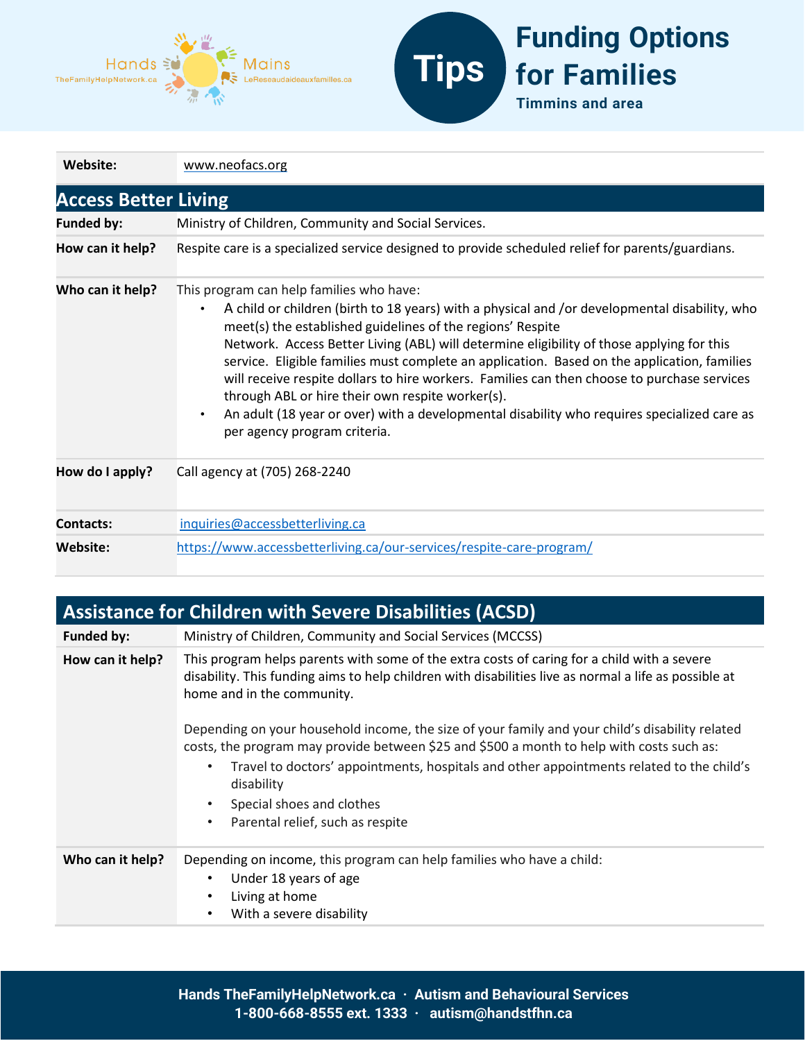| Website: | www.neofacs.org |
|---|---|

## Access Better Living

| | |
|---|---|
| **Funded by:** | Ministry of Children, Community and Social Services. |
| **How can it help?** | Respite care is a specialized service designed to provide scheduled relief for parents/guardians. |
| **Who can it help?** | This program can help families who have:<br>• A child or children (birth to 18 years) with a physical and /or developmental disability, who meet(s) the established guidelines of the regions' Respite Network. Access Better Living (ABL) will determine eligibility of those applying for this service. Eligible families must complete an application. Based on the application, families will receive respite dollars to hire workers. Families can then choose to purchase services through ABL or hire their own respite worker(s).<br>• An adult (18 year or over) with a developmental disability who requires specialized care as per agency program criteria. |
| **How do I apply?** | Call agency at (705) 268-2240 |
| **Contacts:** | inquiries@accessbetterliving.ca |
| **Website:** | https://www.accessbetterliving.ca/our-services/respite-care-program/ |

## Assistance for Children with Severe Disabilities (ACSD)

| | |
|---|---|
| **Funded by:** | Ministry of Children, Community and Social Services (MCCSS) |
| **How can it help?** | This program helps parents with some of the extra costs of caring for a child with a severe disability. This funding aims to help children with disabilities live as normal a life as possible at home and in the community.<br><br>Depending on your household income, the size of your family and your child's disability related costs, the program may provide between $25 and $500 a month to help with costs such as:<br>• Travel to doctors' appointments, hospitals and other appointments related to the child's disability<br>• Special shoes and clothes<br>• Parental relief, such as respite |
| **Who can it help?** | Depending on income, this program can help families who have a child:<br>• Under 18 years of age<br>• Living at home<br>• With a severe disability |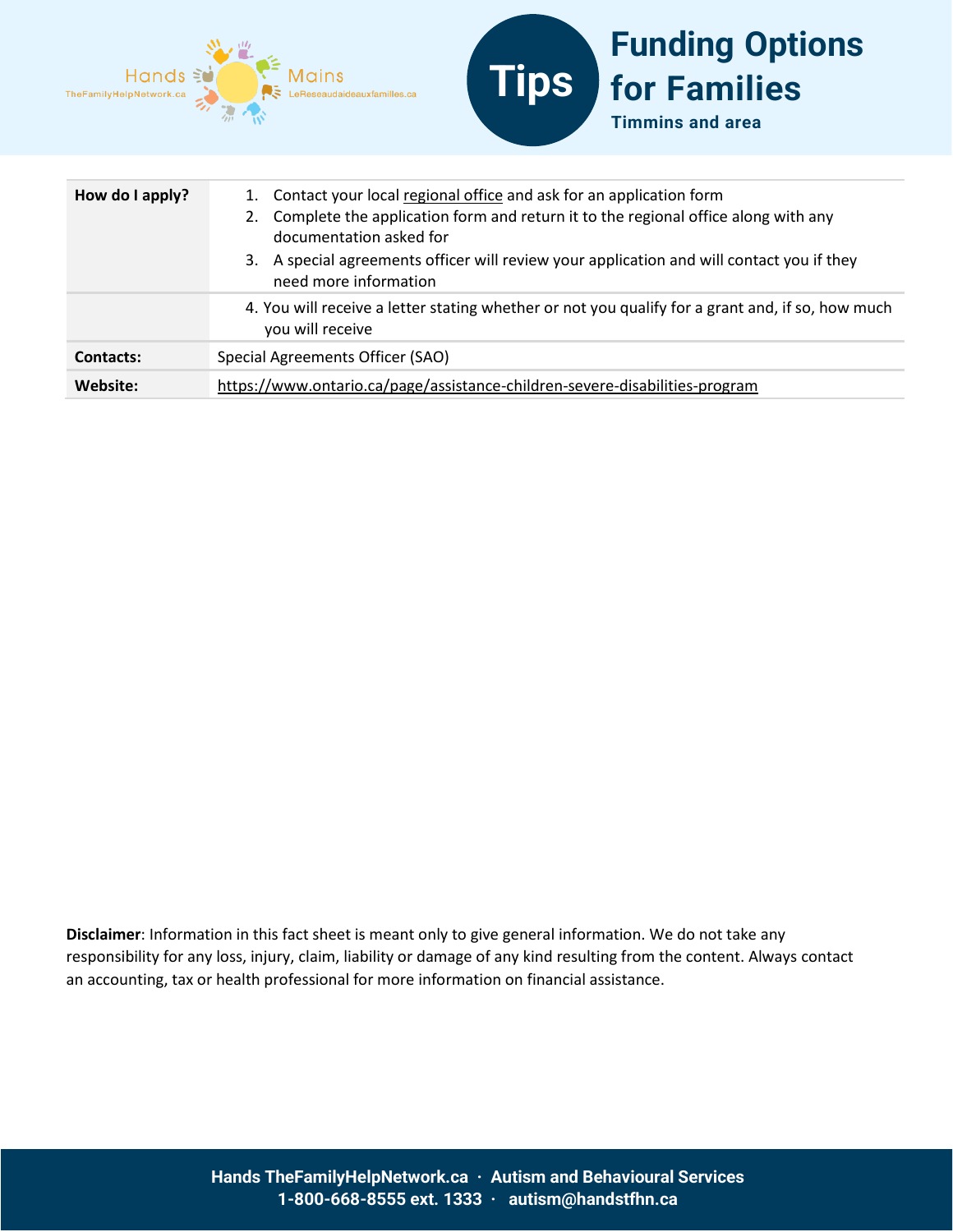| | |
|---|---|
| **How do I apply?** | 1. Contact your local regional office and ask for an application form<br>2. Complete the application form and return it to the regional office along with any documentation asked for<br>3. A special agreements officer will review your application and will contact you if they need more information<br>4. You will receive a letter stating whether or not you qualify for a grant and, if so, how much you will receive |
| **Contacts:** | Special Agreements Officer (SAO) |
| **Website:** | https://www.ontario.ca/page/assistance-children-severe-disabilities-program |

**Disclaimer**: Information in this fact sheet is meant only to give general information. We do not take any responsibility for any loss, injury, claim, liability or damage of any kind resulting from the content. Always contact an accounting, tax or health professional for more information on financial assistance.